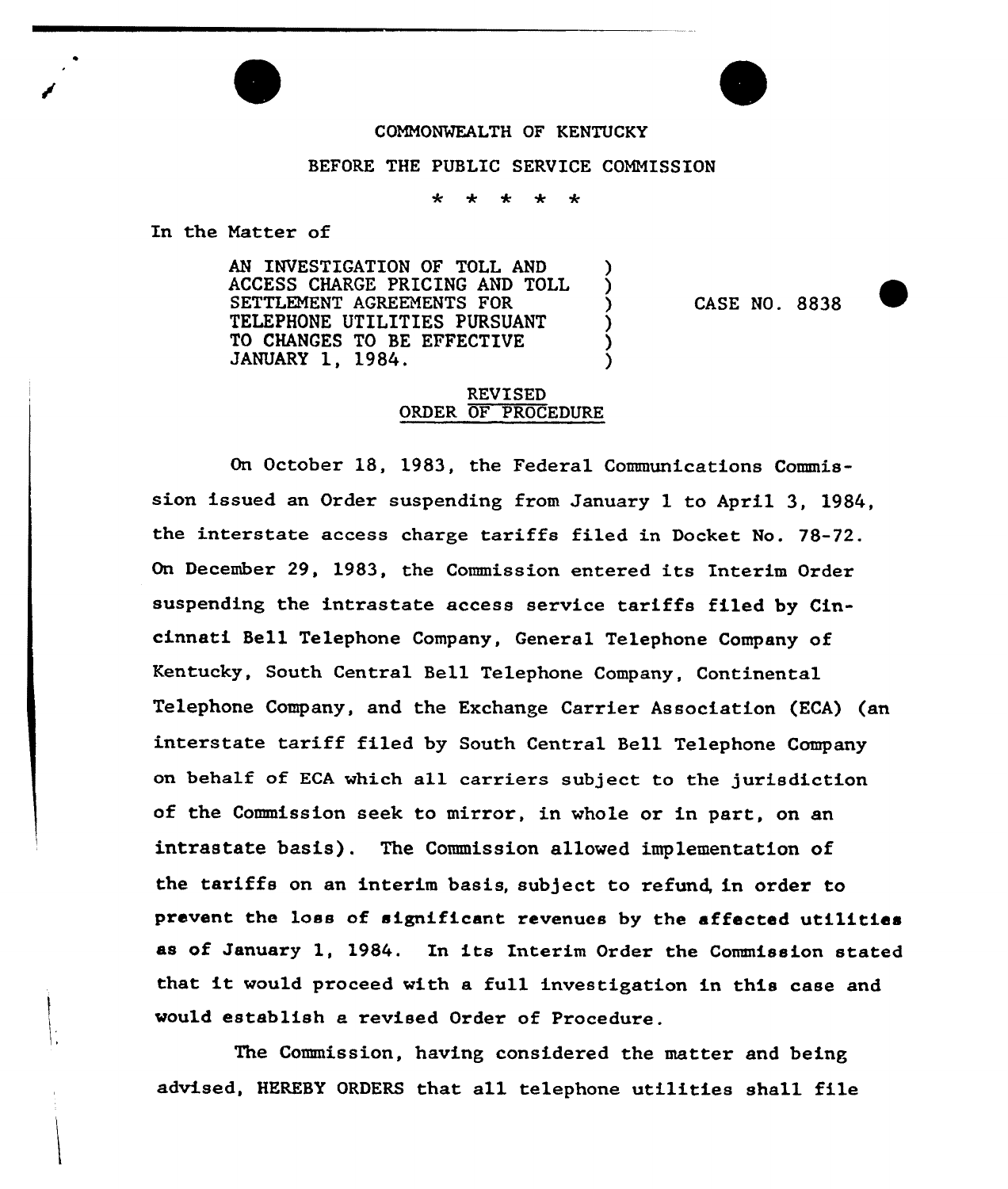COMMONWEALTH OF KENTUCKY

BEFORE THE PUBLIC SERVICE COMMISSION

\* \* \* \* \*

In the Matter of

AN INVESTIGATION OF TOLL AND ACCESS CHARGE PRICING AND TOLL SETTLEMENT AGREEMENTS FOR TELEPHONE UTILITIES PURSUANT TO CHANGES TO BE EFFECTIVE JANUARY 1, 1984. ) CASE NO. 8838

REVISED
ORDER OF PROCEDURE

On October 18, 1983, the Federal Communications Commission issued an Order suspending from January 1 to April 3, 1984, the interstate access charge tariffs filed in Docket No. 78-72. On December 29, 1983, the Commission entered its Interim Order suspending the intrastate access service tariffs filed by Cincinnati Bell Telephone Company, General Telephone Company of Kentucky, South Central Bell Telephone Company, Continental Telephone Company, and the Exchange Carrier Association (ECA) (an interstate tariff filed by South Central Bell Telephone Company on behalf of ECA which all carriers subject to the jurisdiction of the Commission seek to mirror, in whole or in part, on an intrastate basis). The Commission allowed implementation of the tariffs on an interim basis, subject to refund, in order to prevent the loss of significant revenues by the affected utilities as of January 1, 1984. In its Interim Order the Commission stated that it would proceed with a full investigation in this case and would establish a revised Order of Procedure.

The Commission, having considered the matter and being advised, HEREBY ORDERS that all telephone utilities shall file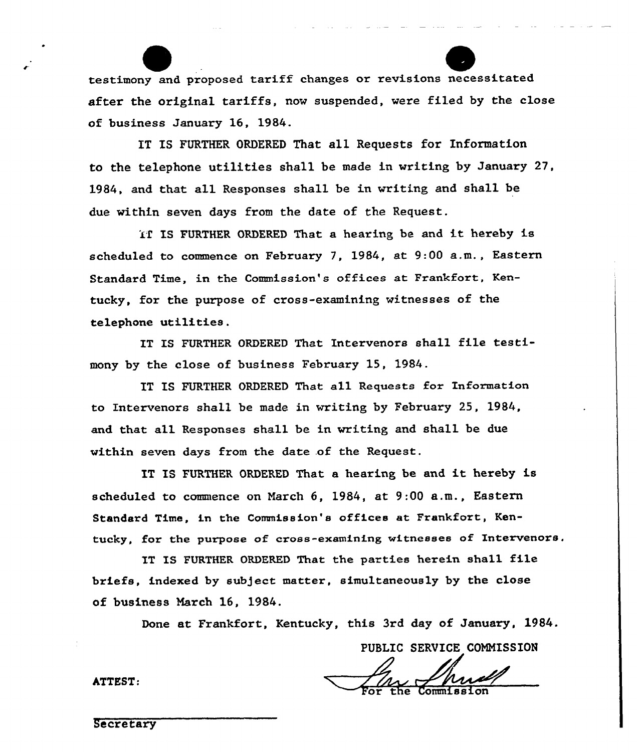testimony and proposed tariff changes or revisions necessitated after the original tariffs, now suspended, were filed by the close of business January 16, 1984.

IT IS FURTHER ORDERED That all Requests for Information to the telephone utilities shall be made in writing by January 27, 1984, and that all Responses shall be in writing and shall be due within seven days from the date of the Request.

IT IS FURTHER ORDERED That a hearing be and it hereby is scheduled to commence on February 7, 1984, at 9:00 a.m., Eastern Standard Time, in the Commission's offices at Frankfort, Kentucky, for the purpose of cross-examining witnesses of the telephone utilities.

IT IS FURTHER ORDERED That Intervenors shall file testimony by the close of business February 15, 1984.

IT IS FURTHER ORDERED That all Requests for Information to Intervenors shall be made in writing by February 25, 1984, and that all Responses shall be in writing and shall be due within seven days from the date of the Request.

IT IS FURTHER ORDERED That a hearing be and it hereby is scheduled to commence on March 6, 1984, at 9:00 a.m., Eastern Standard Time, in the Commission's offices at Frankfort, Kentucky, for the purpose of cross-examining witnesses of Intervenors.

IT IS FURTHER ORDERED That the parties herein shall file briefs, indexed by subject matter, simultaneously by the close of business March 16, 1984.

Done at Frankfort, Kentucky, this 3rd day of January, 1984.

PUBLIC SERVICE COMMISSION

For the Commission

ATTEST:

Secretary